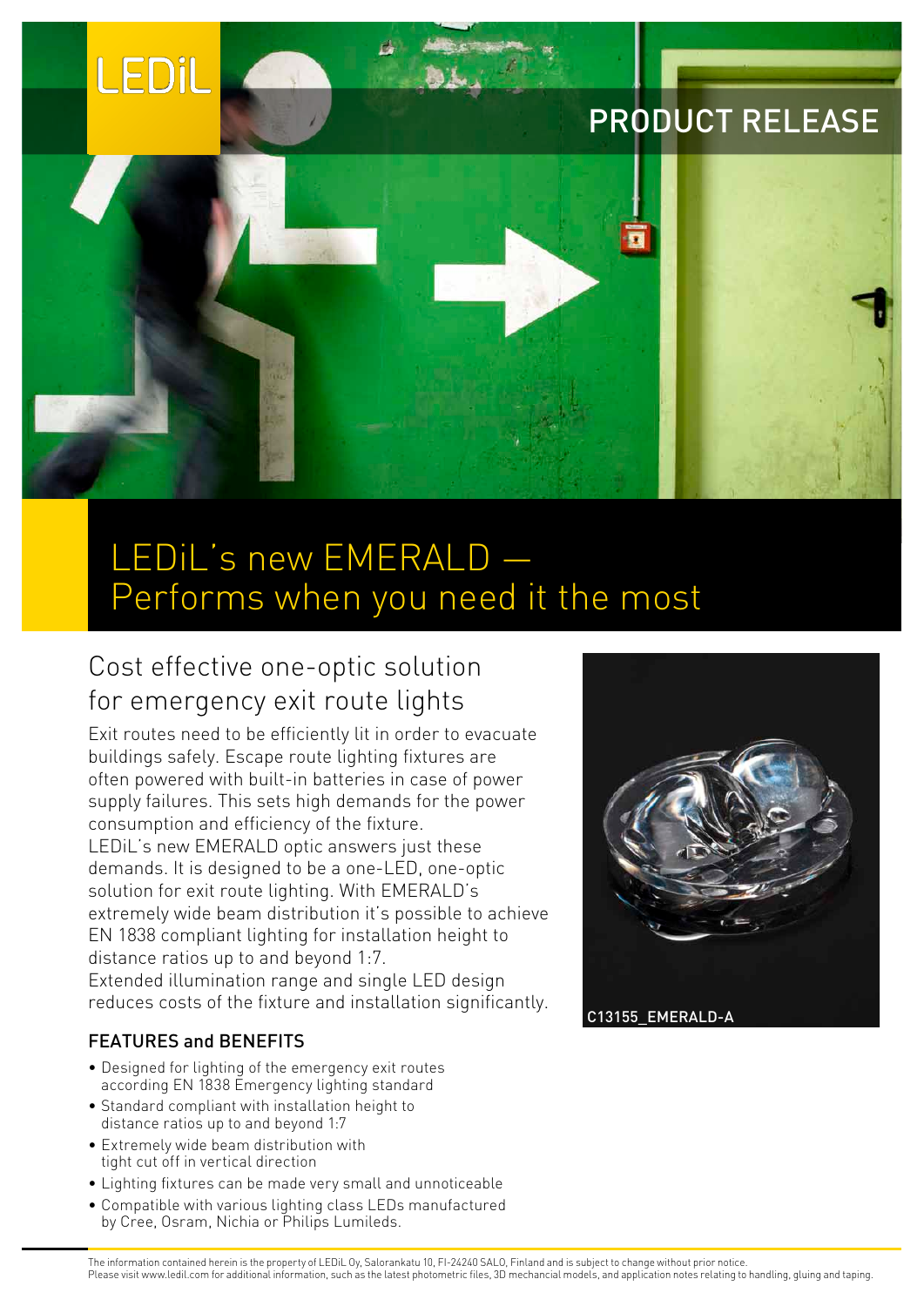LEDiL

PRODUCT RELEASE

# LEDiL's new EMERALD — Performs when you need it the most

## Cost effective one-optic solution for emergency exit route lights

Exit routes need to be efficiently lit in order to evacuate buildings safely. Escape route lighting fixtures are often powered with built-in batteries in case of power supply failures. This sets high demands for the power consumption and efficiency of the fixture.
LEDiL's new EMERALD optic answers just these demands. It is designed to be a one-LED, one-optic solution for exit route lighting. With EMERALD's extremely wide beam distribution it's possible to achieve EN 1838 compliant lighting for installation height to distance ratios up to and beyond 1:7.
Extended illumination range and single LED design reduces costs of the fixture and installation significantly.

C13155_EMERALD-A

### FEATURES and BENEFITS

- Designed for lighting of the emergency exit routes according EN 1838 Emergency lighting standard
- Standard compliant with installation height to distance ratios up to and beyond 1:7
- Extremely wide beam distribution with tight cut off in vertical direction
- Lighting fixtures can be made very small and unnoticeable
- Compatible with various lighting class LEDs manufactured by Cree, Osram, Nichia or Philips Lumileds.

The information contained herein is the property of LEDiL Oy, Salorankatu 10, FI-24240 SALO, Finland and is subject to change without prior notice.
Please visit www.ledil.com for additional information, such as the latest photometric files, 3D mechancial models, and application notes relating to handling, gluing and taping.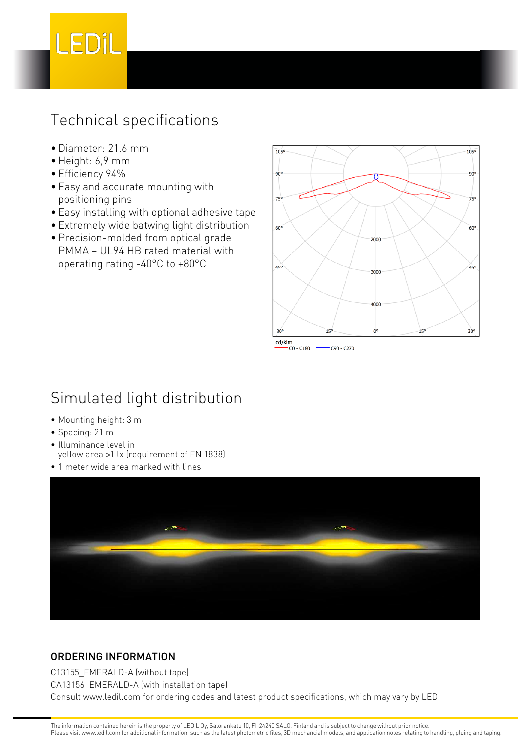## Technical specifications

- Diameter: 21.6 mm
- Height: 6,9 mm
- Efficiency 94%
- Easy and accurate mounting with positioning pins
- Easy installing with optional adhesive tape
- Extremely wide batwing light distribution
- Precision-molded from optical grade PMMA – UL94 HB rated material with operating rating -40°C to +80°C

105° 105°
90° 90°
75° 75°
60° 60°
2000
45° 45°
3000
4000
30° 15° 0° 15° 30°
cd/klm
C0 - C180
C90 - C270

## Simulated light distribution

- Mounting height: 3 m
- Spacing: 21 m
- Illuminance level in yellow area >1 lx (requirement of EN 1838)
- 1 meter wide area marked with lines

### ORDERING INFORMATION

C13155_EMERALD-A (without tape)
CA13156_EMERALD-A (with installation tape)
Consult www.ledil.com for ordering codes and latest product specifications, which may vary by LED

The information contained herein is the property of LEDiL Oy, Salorankatu 10, FI-24240 SALO, Finland and is subject to change without prior notice.
Please visit www.ledil.com for additional information, such as the latest photometric files, 3D mechancial models, and application notes relating to handling, gluing and taping.